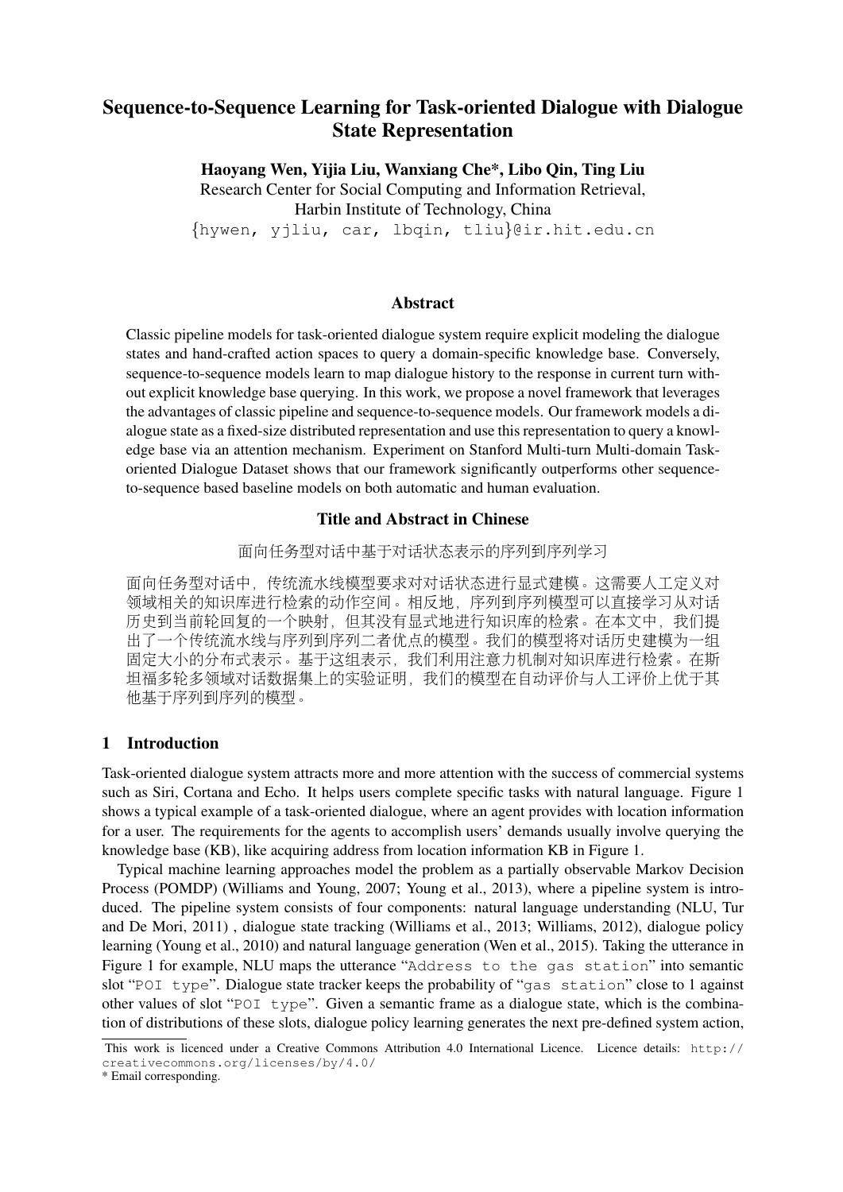# Sequence-to-Sequence Learning for Task-oriented Dialogue with Dialogue State Representation

**Haoyang Wen, Yijia Liu, Wanxiang Che*, Libo Qin, Ting Liu**

Research Center for Social Computing and Information Retrieval,
Harbin Institute of Technology, China
{hywen, yjliu, car, lbqin, tliu}@ir.hit.edu.cn

## Abstract

Classic pipeline models for task-oriented dialogue system require explicit modeling the dialogue states and hand-crafted action spaces to query a domain-specific knowledge base. Conversely, sequence-to-sequence models learn to map dialogue history to the response in current turn without explicit knowledge base querying. In this work, we propose a novel framework that leverages the advantages of classic pipeline and sequence-to-sequence models. Our framework models a dialogue state as a fixed-size distributed representation and use this representation to query a knowledge base via an attention mechanism. Experiment on Stanford Multi-turn Multi-domain Task-oriented Dialogue Dataset shows that our framework significantly outperforms other sequence-to-sequence based baseline models on both automatic and human evaluation.

## Title and Abstract in Chinese

面向任务型对话中基于对话状态表示的序列到序列学习

面向任务型对话中，传统流水线模型要求对对话状态进行显式建模。这需要人工定义对领域相关的知识库进行检索的动作空间。相反地，序列到序列模型可以直接学习从对话历史到当前轮回复的一个映射，但其没有显式地进行知识库的检索。在本文中，我们提出了一个传统流水线与序列到序列二者优点的模型。我们的模型将对话历史建模为一组固定大小的分布式表示。基于这组表示，我们利用注意力机制对知识库进行检索。在斯坦福多轮多领域对话数据集上的实验证明，我们的模型在自动评价与人工评价上优于其他基于序列到序列的模型。

## 1 Introduction

Task-oriented dialogue system attracts more and more attention with the success of commercial systems such as Siri, Cortana and Echo. It helps users complete specific tasks with natural language. Figure 1 shows a typical example of a task-oriented dialogue, where an agent provides with location information for a user. The requirements for the agents to accomplish users' demands usually involve querying the knowledge base (KB), like acquiring address from location information KB in Figure 1.

Typical machine learning approaches model the problem as a partially observable Markov Decision Process (POMDP) (Williams and Young, 2007; Young et al., 2013), where a pipeline system is introduced. The pipeline system consists of four components: natural language understanding (NLU, Tur and De Mori, 2011) , dialogue state tracking (Williams et al., 2013; Williams, 2012), dialogue policy learning (Young et al., 2010) and natural language generation (Wen et al., 2015). Taking the utterance in Figure 1 for example, NLU maps the utterance "`Address to the gas station`" into semantic slot "`POI type`". Dialogue state tracker keeps the probability of "`gas station`" close to 1 against other values of slot "`POI type`". Given a semantic frame as a dialogue state, which is the combination of distributions of these slots, dialogue policy learning generates the next pre-defined system action,

This work is licenced under a Creative Commons Attribution 4.0 International Licence. Licence details: http://creativecommons.org/licenses/by/4.0/

\* Email corresponding.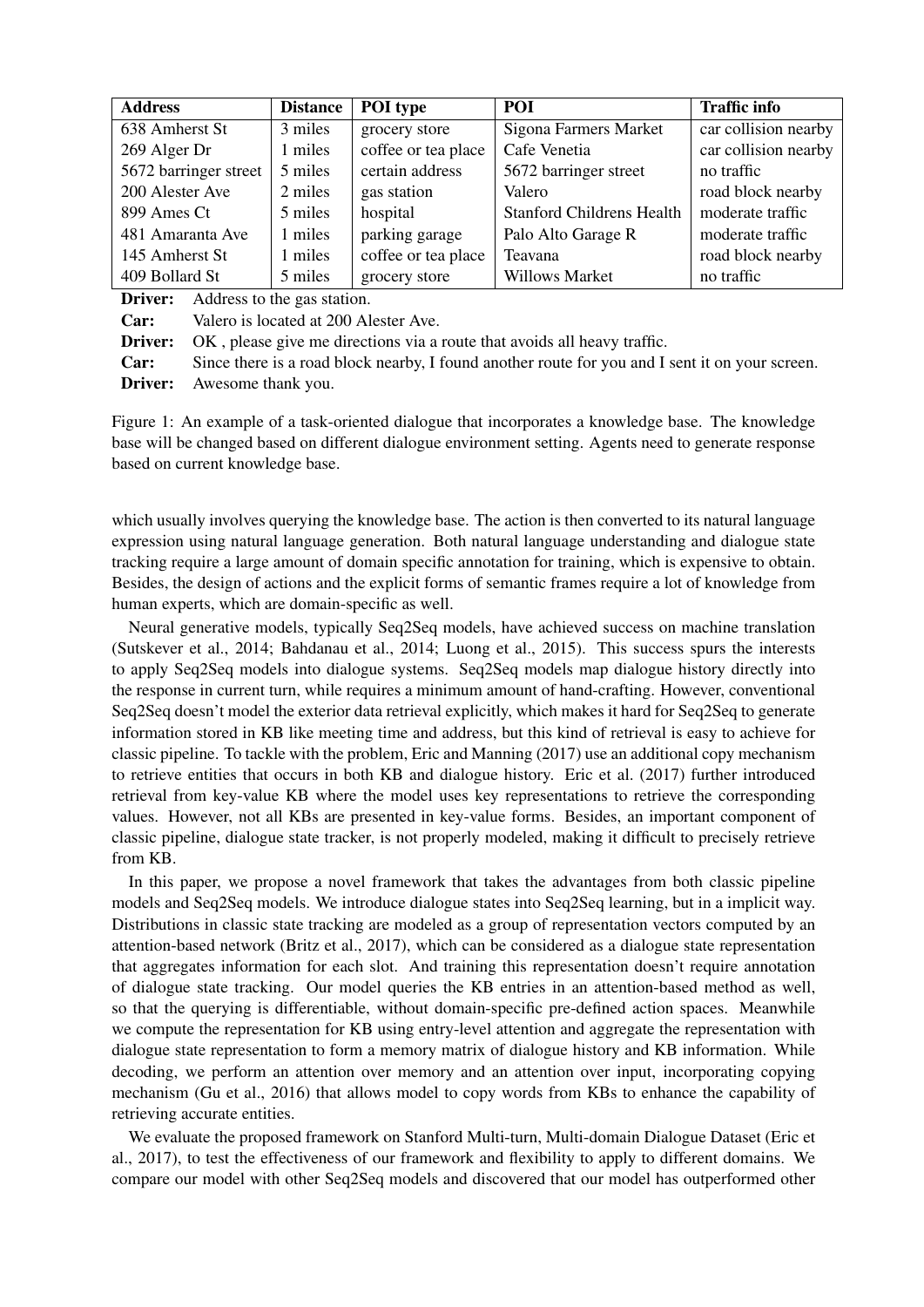| Address | Distance | POI type | POI | Traffic info |
|---|---|---|---|---|
| 638 Amherst St | 3 miles | grocery store | Sigona Farmers Market | car collision nearby |
| 269 Alger Dr | 1 miles | coffee or tea place | Cafe Venetia | car collision nearby |
| 5672 barringer street | 5 miles | certain address | 5672 barringer street | no traffic |
| 200 Alester Ave | 2 miles | gas station | Valero | road block nearby |
| 899 Ames Ct | 5 miles | hospital | Stanford Childrens Health | moderate traffic |
| 481 Amaranta Ave | 1 miles | parking garage | Palo Alto Garage R | moderate traffic |
| 145 Amherst St | 1 miles | coffee or tea place | Teavana | road block nearby |
| 409 Bollard St | 5 miles | grocery store | Willows Market | no traffic |

**Driver:** Address to the gas station.
**Car:** Valero is located at 200 Alester Ave.
**Driver:** OK , please give me directions via a route that avoids all heavy traffic.
**Car:** Since there is a road block nearby, I found another route for you and I sent it on your screen.
**Driver:** Awesome thank you.

Figure 1: An example of a task-oriented dialogue that incorporates a knowledge base. The knowledge base will be changed based on different dialogue environment setting. Agents need to generate response based on current knowledge base.

which usually involves querying the knowledge base. The action is then converted to its natural language expression using natural language generation. Both natural language understanding and dialogue state tracking require a large amount of domain specific annotation for training, which is expensive to obtain. Besides, the design of actions and the explicit forms of semantic frames require a lot of knowledge from human experts, which are domain-specific as well.

Neural generative models, typically Seq2Seq models, have achieved success on machine translation (Sutskever et al., 2014; Bahdanau et al., 2014; Luong et al., 2015). This success spurs the interests to apply Seq2Seq models into dialogue systems. Seq2Seq models map dialogue history directly into the response in current turn, while requires a minimum amount of hand-crafting. However, conventional Seq2Seq doesn't model the exterior data retrieval explicitly, which makes it hard for Seq2Seq to generate information stored in KB like meeting time and address, but this kind of retrieval is easy to achieve for classic pipeline. To tackle with the problem, Eric and Manning (2017) use an additional copy mechanism to retrieve entities that occurs in both KB and dialogue history. Eric et al. (2017) further introduced retrieval from key-value KB where the model uses key representations to retrieve the corresponding values. However, not all KBs are presented in key-value forms. Besides, an important component of classic pipeline, dialogue state tracker, is not properly modeled, making it difficult to precisely retrieve from KB.

In this paper, we propose a novel framework that takes the advantages from both classic pipeline models and Seq2Seq models. We introduce dialogue states into Seq2Seq learning, but in a implicit way. Distributions in classic state tracking are modeled as a group of representation vectors computed by an attention-based network (Britz et al., 2017), which can be considered as a dialogue state representation that aggregates information for each slot. And training this representation doesn't require annotation of dialogue state tracking. Our model queries the KB entries in an attention-based method as well, so that the querying is differentiable, without domain-specific pre-defined action spaces. Meanwhile we compute the representation for KB using entry-level attention and aggregate the representation with dialogue state representation to form a memory matrix of dialogue history and KB information. While decoding, we perform an attention over memory and an attention over input, incorporating copying mechanism (Gu et al., 2016) that allows model to copy words from KBs to enhance the capability of retrieving accurate entities.

We evaluate the proposed framework on Stanford Multi-turn, Multi-domain Dialogue Dataset (Eric et al., 2017), to test the effectiveness of our framework and flexibility to apply to different domains. We compare our model with other Seq2Seq models and discovered that our model has outperformed other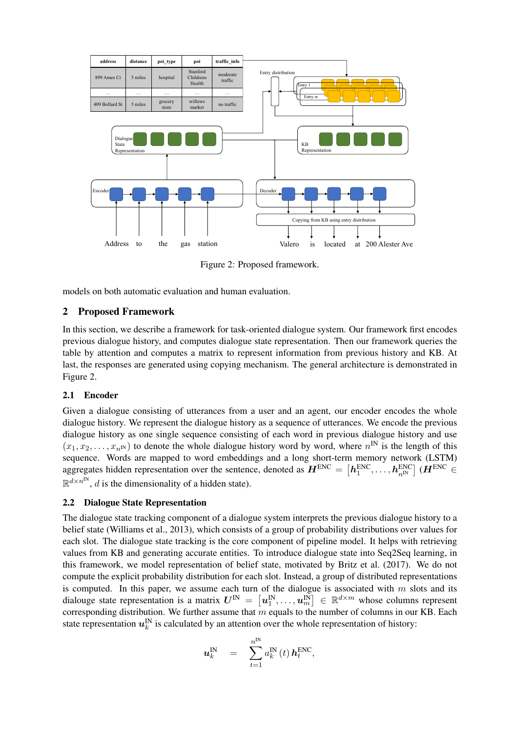Figure 2: Proposed framework.

models on both automatic evaluation and human evaluation.

## 2 Proposed Framework

In this section, we describe a framework for task-oriented dialogue system. Our framework first encodes previous dialogue history, and computes dialogue state representation. Then our framework queries the table by attention and computes a matrix to represent information from previous history and KB. At last, the responses are generated using copying mechanism. The general architecture is demonstrated in Figure 2.

### 2.1 Encoder

Given a dialogue consisting of utterances from a user and an agent, our encoder encodes the whole dialogue history. We represent the dialogue history as a sequence of utterances. We encode the previous dialogue history as one single sequence consisting of each word in previous dialogue history and use $(x_1, x_2, \ldots, x_{n^{\text{IN}}})$ to denote the whole dialogue history word by word, where $n^{\text{IN}}$ is the length of this sequence. Words are mapped to word embeddings and a long short-term memory network (LSTM) aggregates hidden representation over the sentence, denoted as $\boldsymbol{H}^{\text{ENC}} = \left[\boldsymbol{h}_1^{\text{ENC}}, \ldots, \boldsymbol{h}_{n^{\text{IN}}}^{\text{ENC}}\right]$ ($\boldsymbol{H}^{\text{ENC}} \in \mathbb{R}^{d \times n^{\text{IN}}}$, $d$ is the dimensionality of a hidden state).

### 2.2 Dialogue State Representation

The dialogue state tracking component of a dialogue system interprets the previous dialogue history to a belief state (Williams et al., 2013), which consists of a group of probability distributions over values for each slot. The dialogue state tracking is the core component of pipeline model. It helps with retrieving values from KB and generating accurate entities. To introduce dialogue state into Seq2Seq learning, in this framework, we model representation of belief state, motivated by Britz et al. (2017). We do not compute the explicit probability distribution for each slot. Instead, a group of distributed representations is computed. In this paper, we assume each turn of the dialogue is associated with $m$ slots and its dialouge state representation is a matrix $\boldsymbol{U}^{\text{IN}} = \left[\boldsymbol{u}_1^{\text{IN}}, \ldots, \boldsymbol{u}_m^{\text{IN}}\right] \in \mathbb{R}^{d \times m}$ whose columns represent corresponding distribution. We further assume that $m$ equals to the number of columns in our KB. Each state representation $\boldsymbol{u}_k^{\text{IN}}$ is calculated by an attention over the whole representation of history:

$$\boldsymbol{u}_k^{\text{IN}} \quad = \quad \sum_{t=1}^{n^{\text{IN}}} a_k^{\text{IN}}(t)\, \boldsymbol{h}_t^{\text{ENC}},$$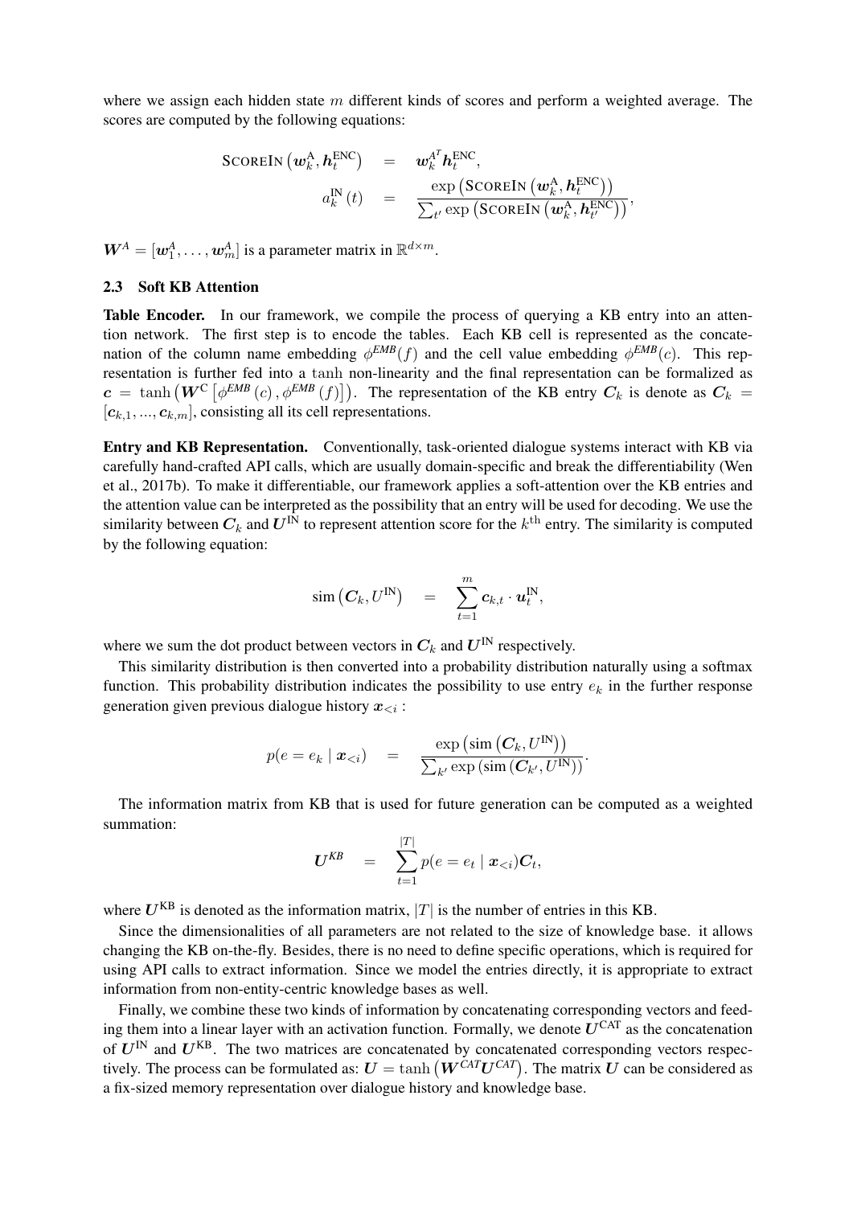where we assign each hidden state $m$ different kinds of scores and perform a weighted average. The scores are computed by the following equations:

$$\begin{aligned}
\text{SCOREIN}\left(\boldsymbol{w}_k^{\text{A}}, \boldsymbol{h}_t^{\text{ENC}}\right) &= \boldsymbol{w}_k^{A^T} \boldsymbol{h}_t^{\text{ENC}}, \\
a_k^{\text{IN}}(t) &= \frac{\exp\left(\text{SCOREIN}\left(\boldsymbol{w}_k^{\text{A}}, \boldsymbol{h}_t^{\text{ENC}}\right)\right)}{\sum_{t'} \exp\left(\text{SCOREIN}\left(\boldsymbol{w}_k^{\text{A}}, \boldsymbol{h}_{t'}^{\text{ENC}}\right)\right)},
\end{aligned}$$

$\boldsymbol{W}^A = [\boldsymbol{w}_1^A, \ldots, \boldsymbol{w}_m^A]$ is a parameter matrix in $\mathbb{R}^{d \times m}$.

### 2.3 Soft KB Attention

**Table Encoder.** In our framework, we compile the process of querying a KB entry into an attention network. The first step is to encode the tables. Each KB cell is represented as the concatenation of the column name embedding $\phi^{EMB}(f)$ and the cell value embedding $\phi^{EMB}(c)$. This representation is further fed into a $\tanh$ non-linearity and the final representation can be formalized as $\boldsymbol{c} = \tanh\left(\boldsymbol{W}^{\text{C}}\left[\phi^{EMB}(c), \phi^{EMB}(f)\right]\right)$. The representation of the KB entry $\boldsymbol{C}_k$ is denote as $\boldsymbol{C}_k = [\boldsymbol{c}_{k,1}, ..., \boldsymbol{c}_{k,m}]$, consisting all its cell representations.

**Entry and KB Representation.** Conventionally, task-oriented dialogue systems interact with KB via carefully hand-crafted API calls, which are usually domain-specific and break the differentiability (Wen et al., 2017b). To make it differentiable, our framework applies a soft-attention over the KB entries and the attention value can be interpreted as the possibility that an entry will be used for decoding. We use the similarity between $\boldsymbol{C}_k$ and $\boldsymbol{U}^{\text{IN}}$ to represent attention score for the $k^{\text{th}}$ entry. The similarity is computed by the following equation:

$$\text{sim}\left(\boldsymbol{C}_k, U^{\text{IN}}\right) = \sum_{t=1}^{m} \boldsymbol{c}_{k,t} \cdot \boldsymbol{u}_t^{\text{IN}},$$

where we sum the dot product between vectors in $\boldsymbol{C}_k$ and $\boldsymbol{U}^{\text{IN}}$ respectively.

This similarity distribution is then converted into a probability distribution naturally using a softmax function. This probability distribution indicates the possibility to use entry $e_k$ in the further response generation given previous dialogue history $\boldsymbol{x}_{<i}$ :

$$p(e = e_k \mid \boldsymbol{x}_{<i}) = \frac{\exp\left(\text{sim}\left(\boldsymbol{C}_k, U^{\text{IN}}\right)\right)}{\sum_{k'} \exp\left(\text{sim}\left(\boldsymbol{C}_{k'}, U^{\text{IN}}\right)\right)}.$$

The information matrix from KB that is used for future generation can be computed as a weighted summation:

$$\boldsymbol{U}^{KB} = \sum_{t=1}^{|T|} p(e = e_t \mid \boldsymbol{x}_{<i}) \boldsymbol{C}_t,$$

where $\boldsymbol{U}^{\text{KB}}$ is denoted as the information matrix, $|T|$ is the number of entries in this KB.

Since the dimensionalities of all parameters are not related to the size of knowledge base. it allows changing the KB on-the-fly. Besides, there is no need to define specific operations, which is required for using API calls to extract information. Since we model the entries directly, it is appropriate to extract information from non-entity-centric knowledge bases as well.

Finally, we combine these two kinds of information by concatenating corresponding vectors and feeding them into a linear layer with an activation function. Formally, we denote $\boldsymbol{U}^{\text{CAT}}$ as the concatenation of $\boldsymbol{U}^{\text{IN}}$ and $\boldsymbol{U}^{\text{KB}}$. The two matrices are concatenated by concatenated corresponding vectors respectively. The process can be formulated as: $\boldsymbol{U} = \tanh\left(\boldsymbol{W}^{CAT}\boldsymbol{U}^{CAT}\right)$. The matrix $\boldsymbol{U}$ can be considered as a fix-sized memory representation over dialogue history and knowledge base.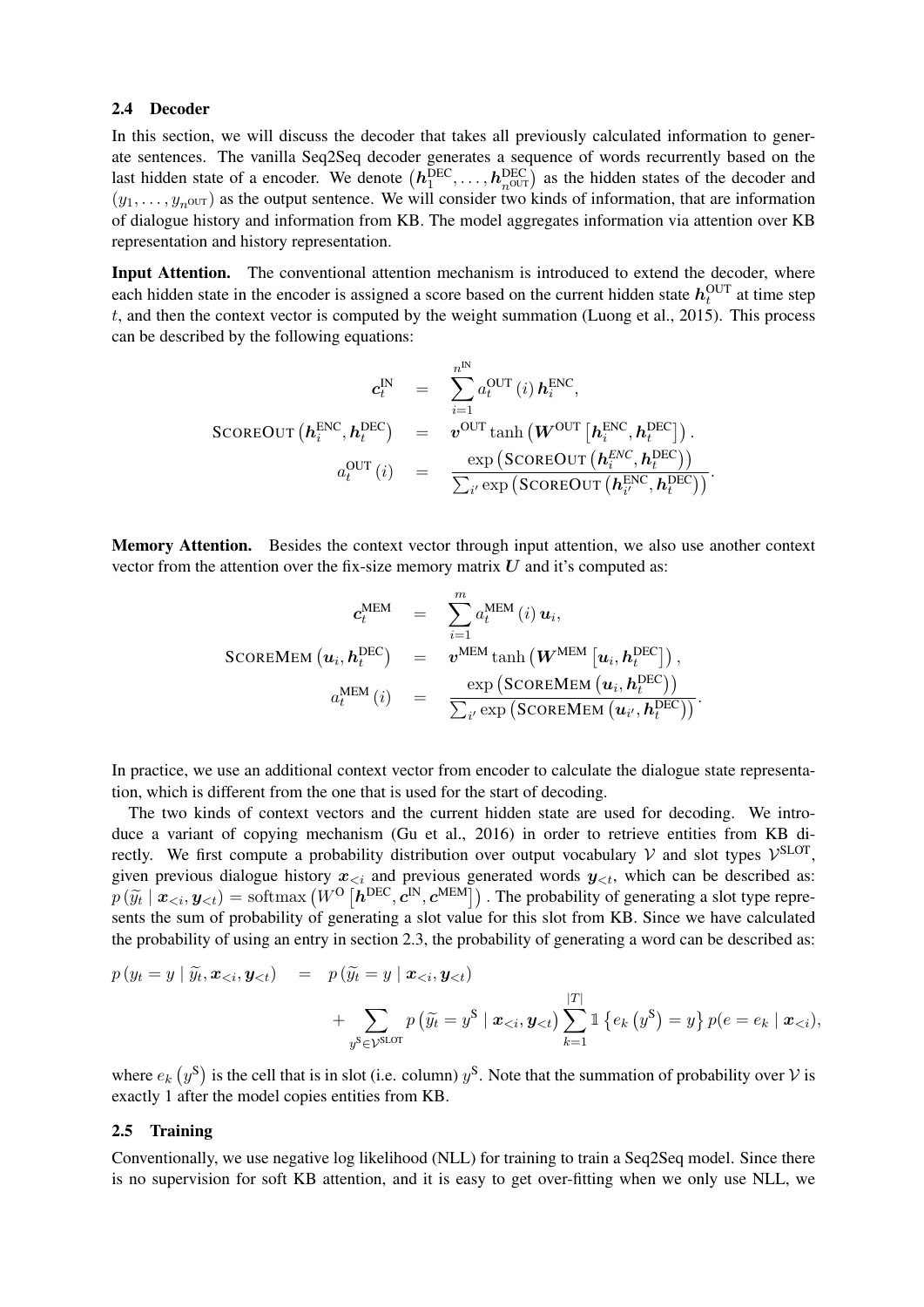### 2.4 Decoder

In this section, we will discuss the decoder that takes all previously calculated information to generate sentences. The vanilla Seq2Seq decoder generates a sequence of words recurrently based on the last hidden state of a encoder. We denote $\left(\boldsymbol{h}_1^{\text{DEC}}, \ldots, \boldsymbol{h}_{n^{\text{OUT}}}^{\text{DEC}}\right)$ as the hidden states of the decoder and $(y_1, \ldots, y_{n^{\text{OUT}}})$ as the output sentence. We will consider two kinds of information, that are information of dialogue history and information from KB. The model aggregates information via attention over KB representation and history representation.

**Input Attention.** The conventional attention mechanism is introduced to extend the decoder, where each hidden state in the encoder is assigned a score based on the current hidden state $\boldsymbol{h}_t^{\text{OUT}}$ at time step $t$, and then the context vector is computed by the weight summation (Luong et al., 2015). This process can be described by the following equations:

$$
\begin{aligned}
\boldsymbol{c}_t^{\text{IN}} &= \sum_{i=1}^{n^{\text{IN}}} a_t^{\text{OUT}}(i)\, \boldsymbol{h}_i^{\text{ENC}}, \\
\textsc{ScoreOut}\left(\boldsymbol{h}_i^{\text{ENC}}, \boldsymbol{h}_t^{\text{DEC}}\right) &= \boldsymbol{v}^{\text{OUT}} \tanh\left(\boldsymbol{W}^{\text{OUT}}\left[\boldsymbol{h}_i^{\text{ENC}}, \boldsymbol{h}_t^{\text{DEC}}\right]\right). \\
a_t^{\text{OUT}}(i) &= \frac{\exp\left(\textsc{ScoreOut}\left(\boldsymbol{h}_i^{ENC}, \boldsymbol{h}_t^{\text{DEC}}\right)\right)}{\sum_{i'} \exp\left(\textsc{ScoreOut}\left(\boldsymbol{h}_{i'}^{\text{ENC}}, \boldsymbol{h}_t^{\text{DEC}}\right)\right)}.
\end{aligned}
$$

**Memory Attention.** Besides the context vector through input attention, we also use another context vector from the attention over the fix-size memory matrix $\boldsymbol{U}$ and it's computed as:

$$
\begin{aligned}
\boldsymbol{c}_t^{\text{MEM}} &= \sum_{i=1}^{m} a_t^{\text{MEM}}(i)\, \boldsymbol{u}_i, \\
\textsc{ScoreMem}\left(\boldsymbol{u}_i, \boldsymbol{h}_t^{\text{DEC}}\right) &= \boldsymbol{v}^{\text{MEM}} \tanh\left(\boldsymbol{W}^{\text{MEM}}\left[\boldsymbol{u}_i, \boldsymbol{h}_t^{\text{DEC}}\right]\right), \\
a_t^{\text{MEM}}(i) &= \frac{\exp\left(\textsc{ScoreMem}\left(\boldsymbol{u}_i, \boldsymbol{h}_t^{\text{DEC}}\right)\right)}{\sum_{i'} \exp\left(\textsc{ScoreMem}\left(\boldsymbol{u}_{i'}, \boldsymbol{h}_t^{\text{DEC}}\right)\right)}.
\end{aligned}
$$

In practice, we use an additional context vector from encoder to calculate the dialogue state representation, which is different from the one that is used for the start of decoding.

The two kinds of context vectors and the current hidden state are used for decoding. We introduce a variant of copying mechanism (Gu et al., 2016) in order to retrieve entities from KB directly. We first compute a probability distribution over output vocabulary $\mathcal{V}$ and slot types $\mathcal{V}^{\text{SLOT}}$, given previous dialogue history $\boldsymbol{x}_{<i}$ and previous generated words $\boldsymbol{y}_{<t}$, which can be described as: $p\left(\widetilde{y}_t \mid \boldsymbol{x}_{<i}, \boldsymbol{y}_{<t}\right) = \operatorname{softmax}\left(W^{\text{O}}\left[\boldsymbol{h}^{\text{DEC}}, \boldsymbol{c}^{\text{IN}}, \boldsymbol{c}^{\text{MEM}}\right]\right)$. The probability of generating a slot type represents the sum of probability of generating a slot value for this slot from KB. Since we have calculated the probability of using an entry in section 2.3, the probability of generating a word can be described as:

$$
\begin{aligned}
p\left(y_t = y \mid \widetilde{y}_t, \boldsymbol{x}_{<i}, \boldsymbol{y}_{<t}\right) &= p\left(\widetilde{y}_t = y \mid \boldsymbol{x}_{<i}, \boldsymbol{y}_{<t}\right) \\
&\quad + \sum_{y^{\text{S}} \in \mathcal{V}^{\text{SLOT}}} p\left(\widetilde{y}_t = y^{\text{S}} \mid \boldsymbol{x}_{<i}, \boldsymbol{y}_{<t}\right) \sum_{k=1}^{|T|} \mathbb{1}\left\{e_k\left(y^{\text{S}}\right) = y\right\} p(e = e_k \mid \boldsymbol{x}_{<i}),
\end{aligned}
$$

where $e_k\left(y^{\text{S}}\right)$ is the cell that is in slot (i.e. column) $y^{\text{S}}$. Note that the summation of probability over $\mathcal{V}$ is exactly 1 after the model copies entities from KB.

### 2.5 Training

Conventionally, we use negative log likelihood (NLL) for training to train a Seq2Seq model. Since there is no supervision for soft KB attention, and it is easy to get over-fitting when we only use NLL, we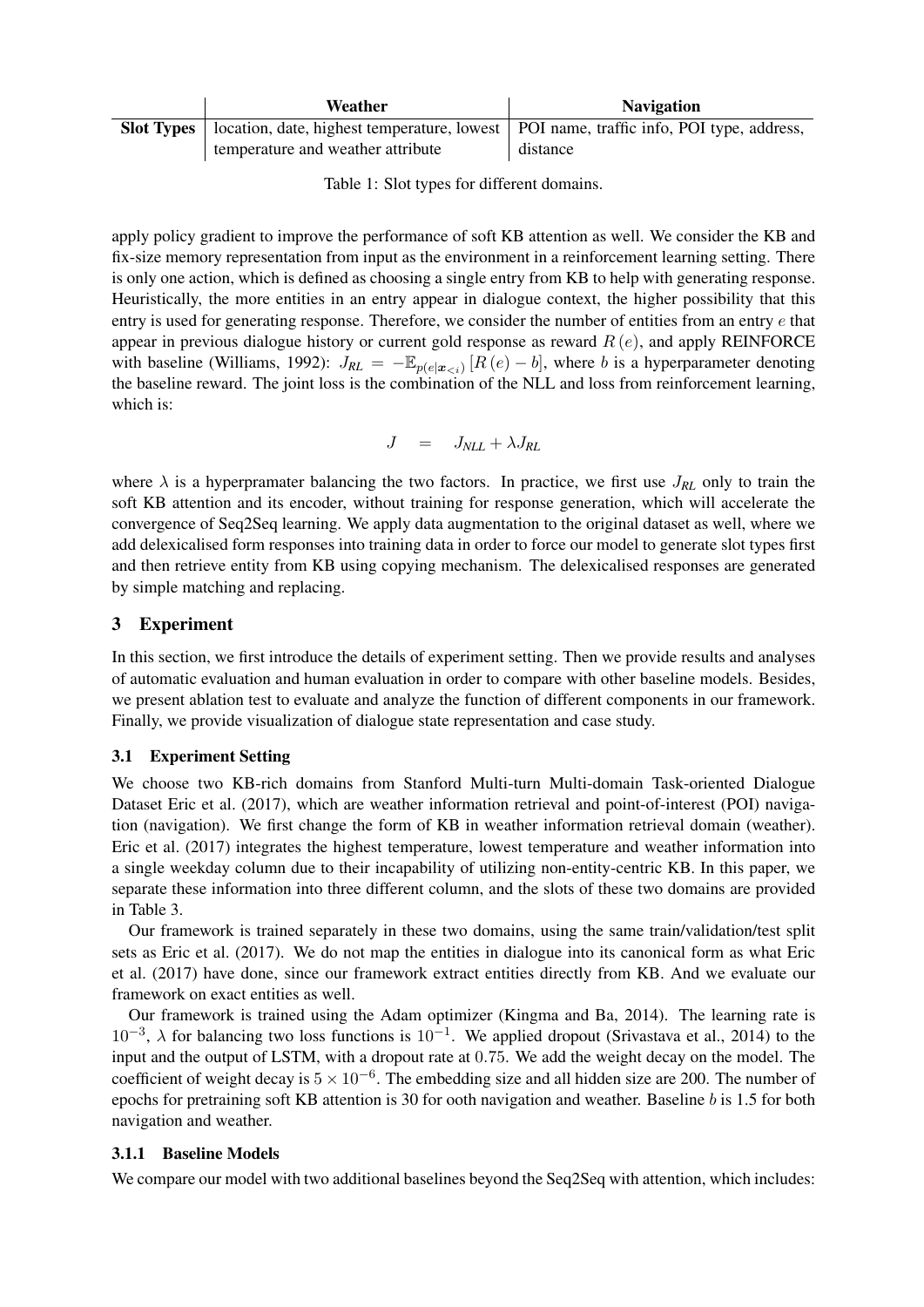| | Weather | Navigation |
|---|---|---|
| **Slot Types** | location, date, highest temperature, lowest temperature and weather attribute | POI name, traffic info, POI type, address, distance |

Table 1: Slot types for different domains.

apply policy gradient to improve the performance of soft KB attention as well. We consider the KB and fix-size memory representation from input as the environment in a reinforcement learning setting. There is only one action, which is defined as choosing a single entry from KB to help with generating response. Heuristically, the more entities in an entry appear in dialogue context, the higher possibility that this entry is used for generating response. Therefore, we consider the number of entities from an entry $e$ that appear in previous dialogue history or current gold response as reward $R(e)$, and apply REINFORCE with baseline (Williams, 1992): $J_{RL} = -\mathbb{E}_{p(e|\boldsymbol{x}_{<i})}[R(e) - b]$, where $b$ is a hyperparameter denoting the baseline reward. The joint loss is the combination of the NLL and loss from reinforcement learning, which is:

$$J = J_{NLL} + \lambda J_{RL}$$

where $\lambda$ is a hyperpramater balancing the two factors. In practice, we first use $J_{RL}$ only to train the soft KB attention and its encoder, without training for response generation, which will accelerate the convergence of Seq2Seq learning. We apply data augmentation to the original dataset as well, where we add delexicalised form responses into training data in order to force our model to generate slot types first and then retrieve entity from KB using copying mechanism. The delexicalised responses are generated by simple matching and replacing.

## 3 Experiment

In this section, we first introduce the details of experiment setting. Then we provide results and analyses of automatic evaluation and human evaluation in order to compare with other baseline models. Besides, we present ablation test to evaluate and analyze the function of different components in our framework. Finally, we provide visualization of dialogue state representation and case study.

### 3.1 Experiment Setting

We choose two KB-rich domains from Stanford Multi-turn Multi-domain Task-oriented Dialogue Dataset Eric et al. (2017), which are weather information retrieval and point-of-interest (POI) navigation (navigation). We first change the form of KB in weather information retrieval domain (weather). Eric et al. (2017) integrates the highest temperature, lowest temperature and weather information into a single weekday column due to their incapability of utilizing non-entity-centric KB. In this paper, we separate these information into three different column, and the slots of these two domains are provided in Table 3.

Our framework is trained separately in these two domains, using the same train/validation/test split sets as Eric et al. (2017). We do not map the entities in dialogue into its canonical form as what Eric et al. (2017) have done, since our framework extract entities directly from KB. And we evaluate our framework on exact entities as well.

Our framework is trained using the Adam optimizer (Kingma and Ba, 2014). The learning rate is $10^{-3}$, $\lambda$ for balancing two loss functions is $10^{-1}$. We applied dropout (Srivastava et al., 2014) to the input and the output of LSTM, with a dropout rate at $0.75$. We add the weight decay on the model. The coefficient of weight decay is $5 \times 10^{-6}$. The embedding size and all hidden size are 200. The number of epochs for pretraining soft KB attention is 30 for ooth navigation and weather. Baseline $b$ is 1.5 for both navigation and weather.

#### 3.1.1 Baseline Models

We compare our model with two additional baselines beyond the Seq2Seq with attention, which includes: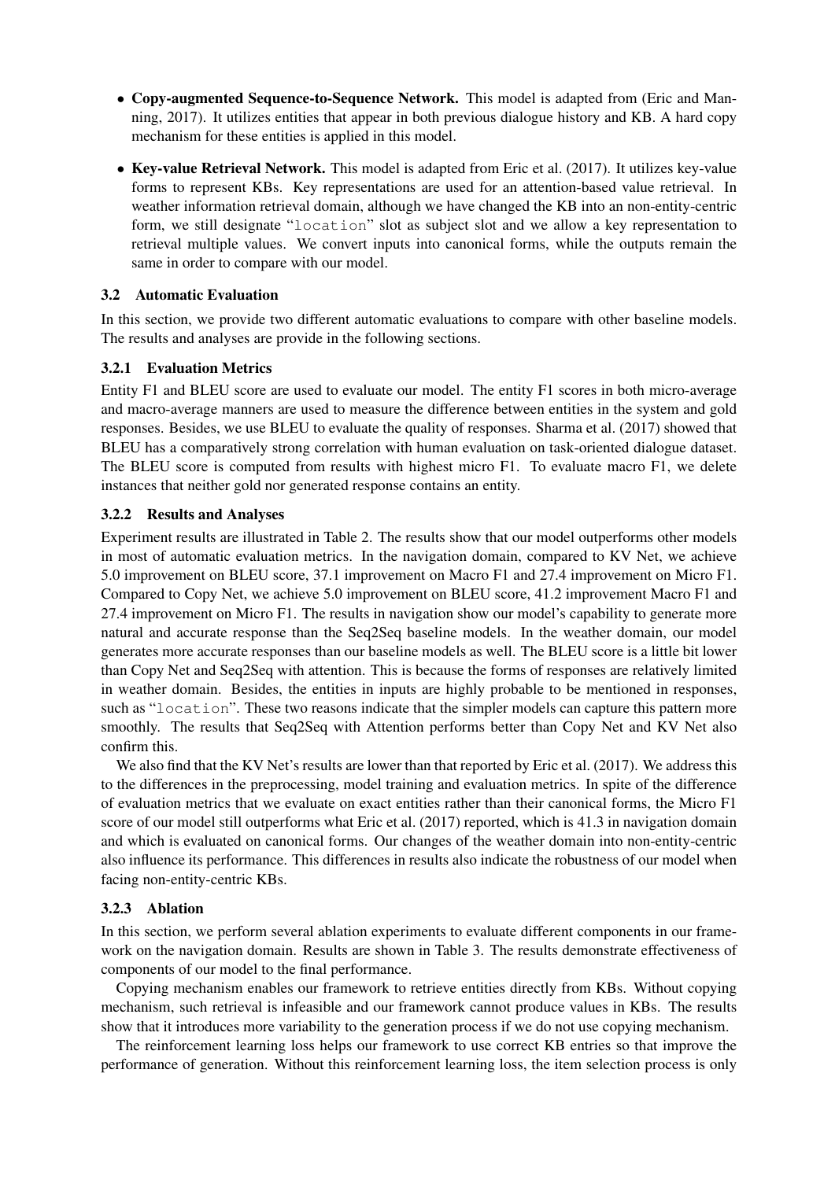- **Copy-augmented Sequence-to-Sequence Network.** This model is adapted from (Eric and Manning, 2017). It utilizes entities that appear in both previous dialogue history and KB. A hard copy mechanism for these entities is applied in this model.
- **Key-value Retrieval Network.** This model is adapted from Eric et al. (2017). It utilizes key-value forms to represent KBs. Key representations are used for an attention-based value retrieval. In weather information retrieval domain, although we have changed the KB into an non-entity-centric form, we still designate "`location`" slot as subject slot and we allow a key representation to retrieval multiple values. We convert inputs into canonical forms, while the outputs remain the same in order to compare with our model.

### 3.2 Automatic Evaluation

In this section, we provide two different automatic evaluations to compare with other baseline models. The results and analyses are provide in the following sections.

#### 3.2.1 Evaluation Metrics

Entity F1 and BLEU score are used to evaluate our model. The entity F1 scores in both micro-average and macro-average manners are used to measure the difference between entities in the system and gold responses. Besides, we use BLEU to evaluate the quality of responses. Sharma et al. (2017) showed that BLEU has a comparatively strong correlation with human evaluation on task-oriented dialogue dataset. The BLEU score is computed from results with highest micro F1. To evaluate macro F1, we delete instances that neither gold nor generated response contains an entity.

#### 3.2.2 Results and Analyses

Experiment results are illustrated in Table 2. The results show that our model outperforms other models in most of automatic evaluation metrics. In the navigation domain, compared to KV Net, we achieve 5.0 improvement on BLEU score, 37.1 improvement on Macro F1 and 27.4 improvement on Micro F1. Compared to Copy Net, we achieve 5.0 improvement on BLEU score, 41.2 improvement Macro F1 and 27.4 improvement on Micro F1. The results in navigation show our model's capability to generate more natural and accurate response than the Seq2Seq baseline models. In the weather domain, our model generates more accurate responses than our baseline models as well. The BLEU score is a little bit lower than Copy Net and Seq2Seq with attention. This is because the forms of responses are relatively limited in weather domain. Besides, the entities in inputs are highly probable to be mentioned in responses, such as "`location`". These two reasons indicate that the simpler models can capture this pattern more smoothly. The results that Seq2Seq with Attention performs better than Copy Net and KV Net also confirm this.

We also find that the KV Net's results are lower than that reported by Eric et al. (2017). We address this to the differences in the preprocessing, model training and evaluation metrics. In spite of the difference of evaluation metrics that we evaluate on exact entities rather than their canonical forms, the Micro F1 score of our model still outperforms what Eric et al. (2017) reported, which is 41.3 in navigation domain and which is evaluated on canonical forms. Our changes of the weather domain into non-entity-centric also influence its performance. This differences in results also indicate the robustness of our model when facing non-entity-centric KBs.

#### 3.2.3 Ablation

In this section, we perform several ablation experiments to evaluate different components in our framework on the navigation domain. Results are shown in Table 3. The results demonstrate effectiveness of components of our model to the final performance.

Copying mechanism enables our framework to retrieve entities directly from KBs. Without copying mechanism, such retrieval is infeasible and our framework cannot produce values in KBs. The results show that it introduces more variability to the generation process if we do not use copying mechanism.

The reinforcement learning loss helps our framework to use correct KB entries so that improve the performance of generation. Without this reinforcement learning loss, the item selection process is only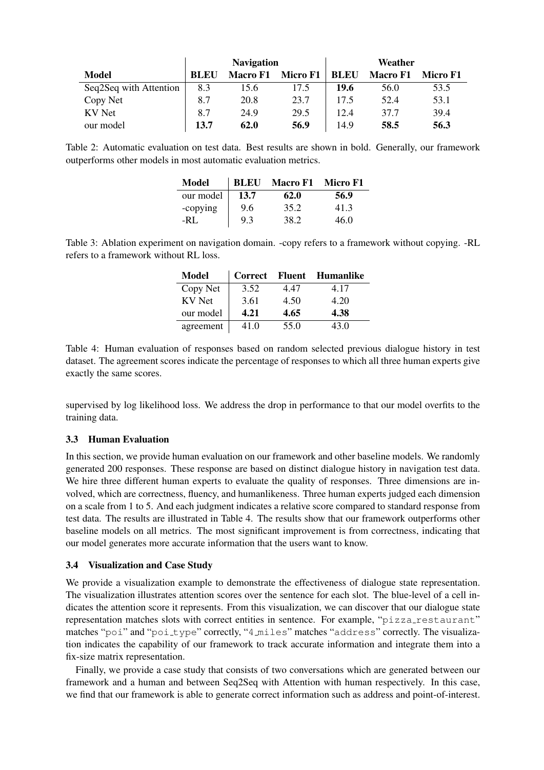| Model | Navigation | | | Weather | | |
|---|---|---|---|---|---|---|
| | **BLEU** | **Macro F1** | **Micro F1** | **BLEU** | **Macro F1** | **Micro F1** |
| Seq2Seq with Attention | 8.3 | 15.6 | 17.5 | **19.6** | 56.0 | 53.5 |
| Copy Net | 8.7 | 20.8 | 23.7 | 17.5 | 52.4 | 53.1 |
| KV Net | 8.7 | 24.9 | 29.5 | 12.4 | 37.7 | 39.4 |
| our model | **13.7** | **62.0** | **56.9** | 14.9 | **58.5** | **56.3** |

Table 2: Automatic evaluation on test data. Best results are shown in bold. Generally, our framework outperforms other models in most automatic evaluation metrics.

| Model | BLEU | Macro F1 | Micro F1 |
|---|---|---|---|
| our model | **13.7** | **62.0** | **56.9** |
| -copying | 9.6 | 35.2 | 41.3 |
| -RL | 9.3 | 38.2 | 46.0 |

Table 3: Ablation experiment on navigation domain. -copy refers to a framework without copying. -RL refers to a framework without RL loss.

| Model | Correct | Fluent | Humanlike |
|---|---|---|---|
| Copy Net | 3.52 | 4.47 | 4.17 |
| KV Net | 3.61 | 4.50 | 4.20 |
| our model | **4.21** | **4.65** | **4.38** |
| agreement | 41.0 | 55.0 | 43.0 |

Table 4: Human evaluation of responses based on random selected previous dialogue history in test dataset. The agreement scores indicate the percentage of responses to which all three human experts give exactly the same scores.

supervised by log likelihood loss. We address the drop in performance to that our model overfits to the training data.

### 3.3 Human Evaluation

In this section, we provide human evaluation on our framework and other baseline models. We randomly generated 200 responses. These response are based on distinct dialogue history in navigation test data. We hire three different human experts to evaluate the quality of responses. Three dimensions are involved, which are correctness, fluency, and humanlikeness. Three human experts judged each dimension on a scale from 1 to 5. And each judgment indicates a relative score compared to standard response from test data. The results are illustrated in Table 4. The results show that our framework outperforms other baseline models on all metrics. The most significant improvement is from correctness, indicating that our model generates more accurate information that the users want to know.

### 3.4 Visualization and Case Study

We provide a visualization example to demonstrate the effectiveness of dialogue state representation. The visualization illustrates attention scores over the sentence for each slot. The blue-level of a cell indicates the attention score it represents. From this visualization, we can discover that our dialogue state representation matches slots with correct entities in sentence. For example, "`pizza_restaurant`" matches "`poi`" and "`poi_type`" correctly, "`4_miles`" matches "`address`" correctly. The visualization indicates the capability of our framework to track accurate information and integrate them into a fix-size matrix representation.

Finally, we provide a case study that consists of two conversations which are generated between our framework and a human and between Seq2Seq with Attention with human respectively. In this case, we find that our framework is able to generate correct information such as address and point-of-interest.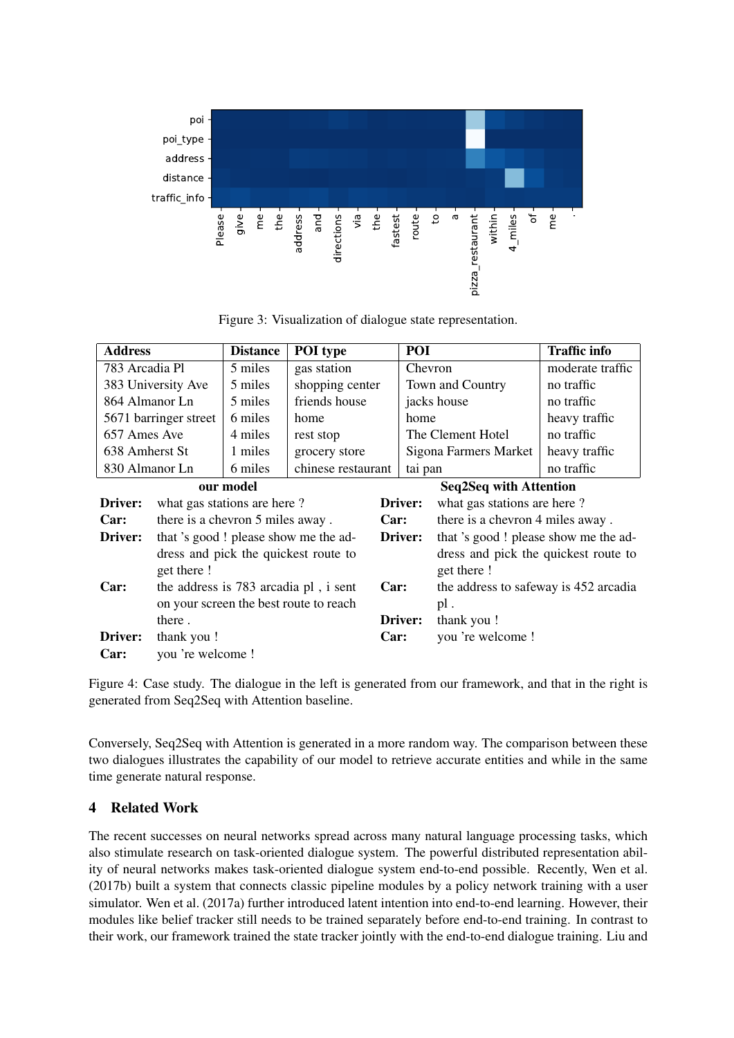Figure 3: Visualization of dialogue state representation.

| Address | Distance | POI type | POI | Traffic info |
|---|---|---|---|---|
| 783 Arcadia Pl | 5 miles | gas station | Chevron | moderate traffic |
| 383 University Ave | 5 miles | shopping center | Town and Country | no traffic |
| 864 Almanor Ln | 5 miles | friends house | jacks house | no traffic |
| 5671 barringer street | 6 miles | home | home | heavy traffic |
| 657 Ames Ave | 4 miles | rest stop | The Clement Hotel | no traffic |
| 638 Amherst St | 1 miles | grocery store | Sigona Farmers Market | heavy traffic |
| 830 Almanor Ln | 6 miles | chinese restaurant | tai pan | no traffic |

**our model**

**Driver:** what gas stations are here ?
**Car:** there is a chevron 5 miles away .
**Driver:** that 's good ! please show me the address and pick the quickest route to get there !
**Car:** the address is 783 arcadia pl , i sent on your screen the best route to reach there .
**Driver:** thank you !
**Car:** you 're welcome !

**Seq2Seq with Attention**

**Driver:** what gas stations are here ?
**Car:** there is a chevron 4 miles away .
**Driver:** that 's good ! please show me the address and pick the quickest route to get there !
**Car:** the address to safeway is 452 arcadia pl .
**Driver:** thank you !
**Car:** you 're welcome !

Figure 4: Case study. The dialogue in the left is generated from our framework, and that in the right is generated from Seq2Seq with Attention baseline.

Conversely, Seq2Seq with Attention is generated in a more random way. The comparison between these two dialogues illustrates the capability of our model to retrieve accurate entities and while in the same time generate natural response.

## 4 Related Work

The recent successes on neural networks spread across many natural language processing tasks, which also stimulate research on task-oriented dialogue system. The powerful distributed representation ability of neural networks makes task-oriented dialogue system end-to-end possible. Recently, Wen et al. (2017b) built a system that connects classic pipeline modules by a policy network training with a user simulator. Wen et al. (2017a) further introduced latent intention into end-to-end learning. However, their modules like belief tracker still needs to be trained separately before end-to-end training. In contrast to their work, our framework trained the state tracker jointly with the end-to-end dialogue training. Liu and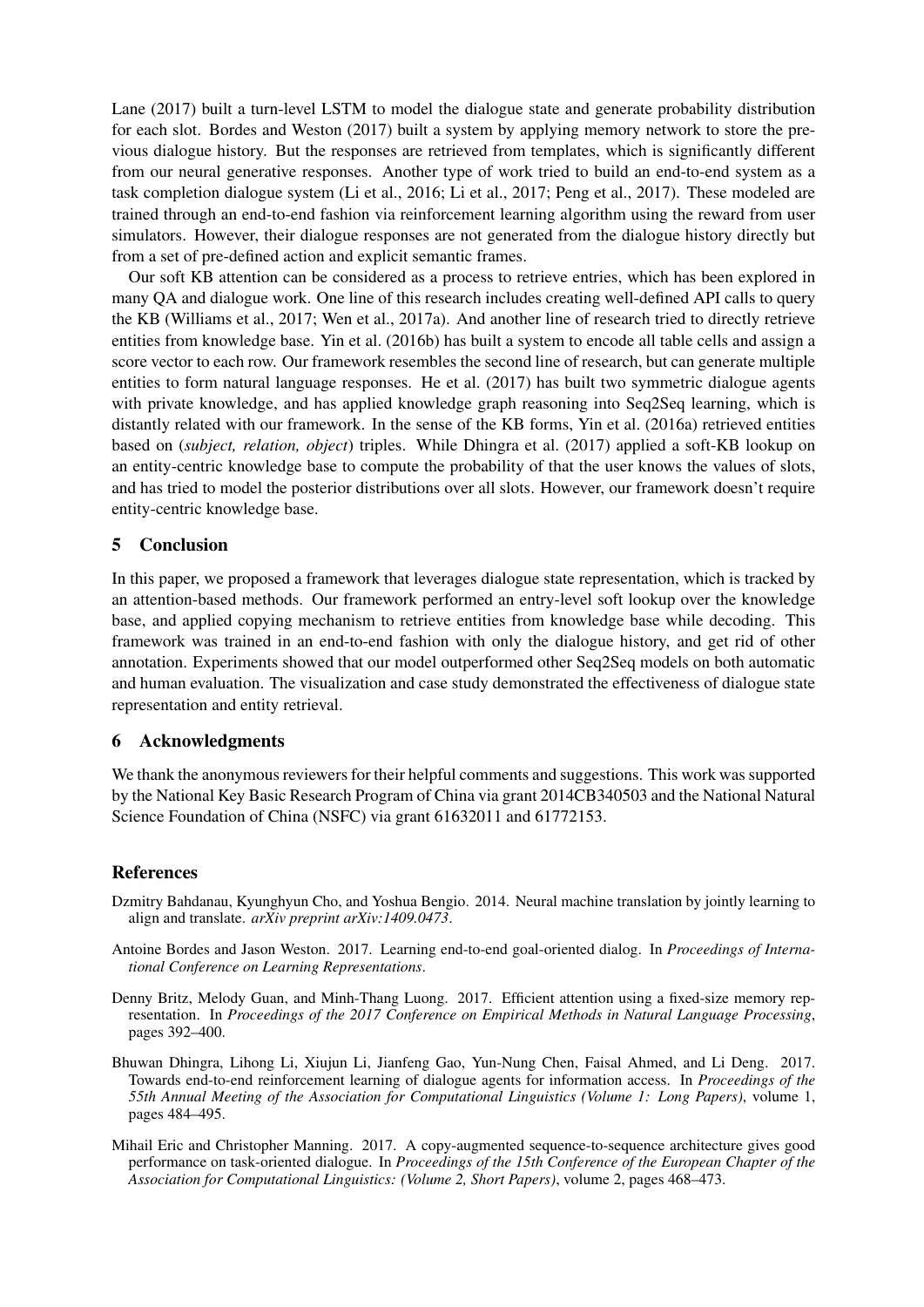Lane (2017) built a turn-level LSTM to model the dialogue state and generate probability distribution for each slot. Bordes and Weston (2017) built a system by applying memory network to store the previous dialogue history. But the responses are retrieved from templates, which is significantly different from our neural generative responses. Another type of work tried to build an end-to-end system as a task completion dialogue system (Li et al., 2016; Li et al., 2017; Peng et al., 2017). These modeled are trained through an end-to-end fashion via reinforcement learning algorithm using the reward from user simulators. However, their dialogue responses are not generated from the dialogue history directly but from a set of pre-defined action and explicit semantic frames.

Our soft KB attention can be considered as a process to retrieve entries, which has been explored in many QA and dialogue work. One line of this research includes creating well-defined API calls to query the KB (Williams et al., 2017; Wen et al., 2017a). And another line of research tried to directly retrieve entities from knowledge base. Yin et al. (2016b) has built a system to encode all table cells and assign a score vector to each row. Our framework resembles the second line of research, but can generate multiple entities to form natural language responses. He et al. (2017) has built two symmetric dialogue agents with private knowledge, and has applied knowledge graph reasoning into Seq2Seq learning, which is distantly related with our framework. In the sense of the KB forms, Yin et al. (2016a) retrieved entities based on (*subject, relation, object*) triples. While Dhingra et al. (2017) applied a soft-KB lookup on an entity-centric knowledge base to compute the probability of that the user knows the values of slots, and has tried to model the posterior distributions over all slots. However, our framework doesn't require entity-centric knowledge base.

## 5 Conclusion

In this paper, we proposed a framework that leverages dialogue state representation, which is tracked by an attention-based methods. Our framework performed an entry-level soft lookup over the knowledge base, and applied copying mechanism to retrieve entities from knowledge base while decoding. This framework was trained in an end-to-end fashion with only the dialogue history, and get rid of other annotation. Experiments showed that our model outperformed other Seq2Seq models on both automatic and human evaluation. The visualization and case study demonstrated the effectiveness of dialogue state representation and entity retrieval.

## 6 Acknowledgments

We thank the anonymous reviewers for their helpful comments and suggestions. This work was supported by the National Key Basic Research Program of China via grant 2014CB340503 and the National Natural Science Foundation of China (NSFC) via grant 61632011 and 61772153.

## References

Dzmitry Bahdanau, Kyunghyun Cho, and Yoshua Bengio. 2014. Neural machine translation by jointly learning to align and translate. *arXiv preprint arXiv:1409.0473*.

Antoine Bordes and Jason Weston. 2017. Learning end-to-end goal-oriented dialog. In *Proceedings of International Conference on Learning Representations*.

Denny Britz, Melody Guan, and Minh-Thang Luong. 2017. Efficient attention using a fixed-size memory representation. In *Proceedings of the 2017 Conference on Empirical Methods in Natural Language Processing*, pages 392–400.

Bhuwan Dhingra, Lihong Li, Xiujun Li, Jianfeng Gao, Yun-Nung Chen, Faisal Ahmed, and Li Deng. 2017. Towards end-to-end reinforcement learning of dialogue agents for information access. In *Proceedings of the 55th Annual Meeting of the Association for Computational Linguistics (Volume 1: Long Papers)*, volume 1, pages 484–495.

Mihail Eric and Christopher Manning. 2017. A copy-augmented sequence-to-sequence architecture gives good performance on task-oriented dialogue. In *Proceedings of the 15th Conference of the European Chapter of the Association for Computational Linguistics: (Volume 2, Short Papers)*, volume 2, pages 468–473.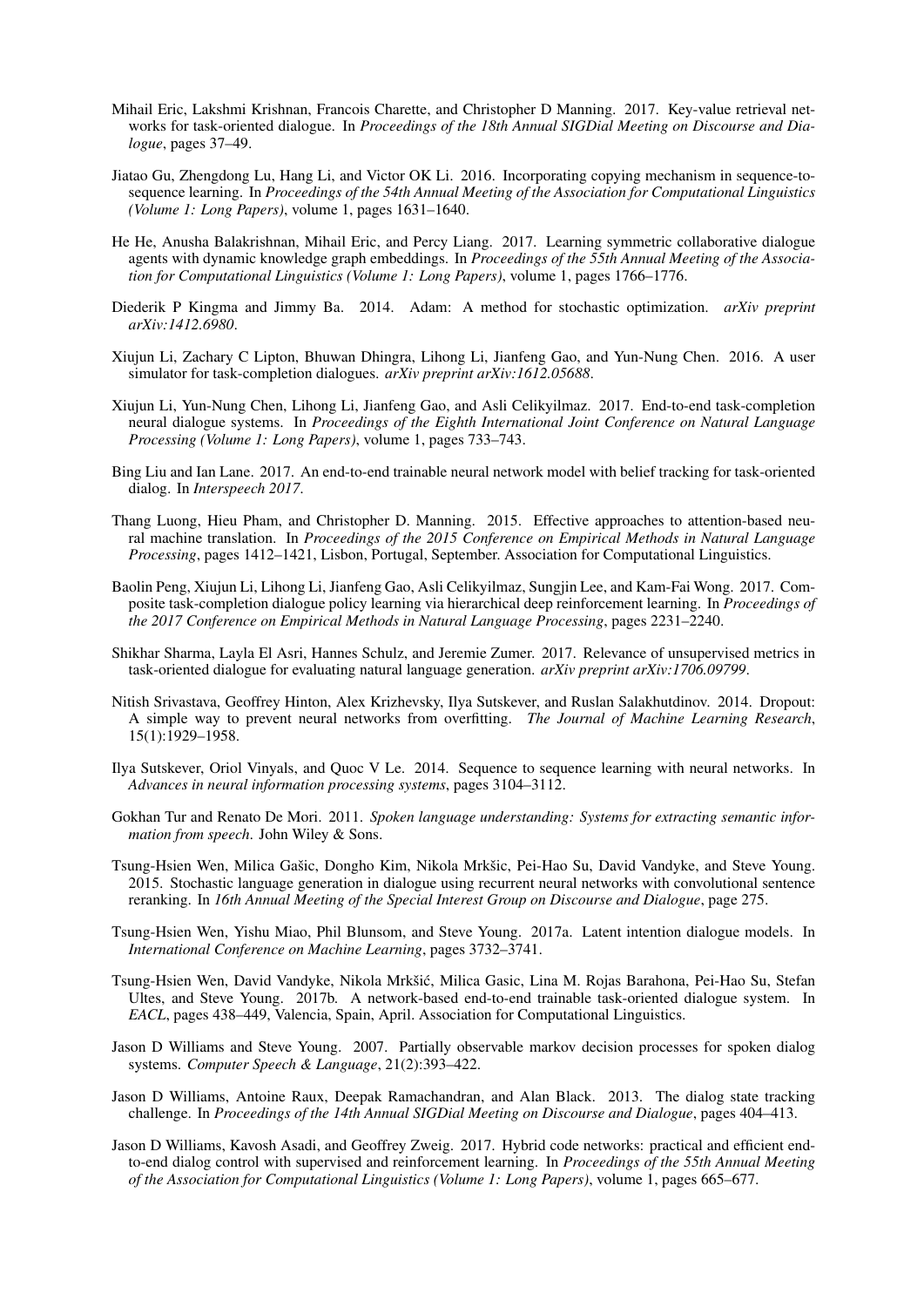Mihail Eric, Lakshmi Krishnan, Francois Charette, and Christopher D Manning. 2017. Key-value retrieval networks for task-oriented dialogue. In *Proceedings of the 18th Annual SIGDial Meeting on Discourse and Dialogue*, pages 37–49.

Jiatao Gu, Zhengdong Lu, Hang Li, and Victor OK Li. 2016. Incorporating copying mechanism in sequence-to-sequence learning. In *Proceedings of the 54th Annual Meeting of the Association for Computational Linguistics (Volume 1: Long Papers)*, volume 1, pages 1631–1640.

He He, Anusha Balakrishnan, Mihail Eric, and Percy Liang. 2017. Learning symmetric collaborative dialogue agents with dynamic knowledge graph embeddings. In *Proceedings of the 55th Annual Meeting of the Association for Computational Linguistics (Volume 1: Long Papers)*, volume 1, pages 1766–1776.

Diederik P Kingma and Jimmy Ba. 2014. Adam: A method for stochastic optimization. *arXiv preprint arXiv:1412.6980*.

Xiujun Li, Zachary C Lipton, Bhuwan Dhingra, Lihong Li, Jianfeng Gao, and Yun-Nung Chen. 2016. A user simulator for task-completion dialogues. *arXiv preprint arXiv:1612.05688*.

Xiujun Li, Yun-Nung Chen, Lihong Li, Jianfeng Gao, and Asli Celikyilmaz. 2017. End-to-end task-completion neural dialogue systems. In *Proceedings of the Eighth International Joint Conference on Natural Language Processing (Volume 1: Long Papers)*, volume 1, pages 733–743.

Bing Liu and Ian Lane. 2017. An end-to-end trainable neural network model with belief tracking for task-oriented dialog. In *Interspeech 2017*.

Thang Luong, Hieu Pham, and Christopher D. Manning. 2015. Effective approaches to attention-based neural machine translation. In *Proceedings of the 2015 Conference on Empirical Methods in Natural Language Processing*, pages 1412–1421, Lisbon, Portugal, September. Association for Computational Linguistics.

Baolin Peng, Xiujun Li, Lihong Li, Jianfeng Gao, Asli Celikyilmaz, Sungjin Lee, and Kam-Fai Wong. 2017. Composite task-completion dialogue policy learning via hierarchical deep reinforcement learning. In *Proceedings of the 2017 Conference on Empirical Methods in Natural Language Processing*, pages 2231–2240.

Shikhar Sharma, Layla El Asri, Hannes Schulz, and Jeremie Zumer. 2017. Relevance of unsupervised metrics in task-oriented dialogue for evaluating natural language generation. *arXiv preprint arXiv:1706.09799*.

Nitish Srivastava, Geoffrey Hinton, Alex Krizhevsky, Ilya Sutskever, and Ruslan Salakhutdinov. 2014. Dropout: A simple way to prevent neural networks from overfitting. *The Journal of Machine Learning Research*, 15(1):1929–1958.

Ilya Sutskever, Oriol Vinyals, and Quoc V Le. 2014. Sequence to sequence learning with neural networks. In *Advances in neural information processing systems*, pages 3104–3112.

Gokhan Tur and Renato De Mori. 2011. *Spoken language understanding: Systems for extracting semantic information from speech*. John Wiley & Sons.

Tsung-Hsien Wen, Milica Gašic, Dongho Kim, Nikola Mrkšic, Pei-Hao Su, David Vandyke, and Steve Young. 2015. Stochastic language generation in dialogue using recurrent neural networks with convolutional sentence reranking. In *16th Annual Meeting of the Special Interest Group on Discourse and Dialogue*, page 275.

Tsung-Hsien Wen, Yishu Miao, Phil Blunsom, and Steve Young. 2017a. Latent intention dialogue models. In *International Conference on Machine Learning*, pages 3732–3741.

Tsung-Hsien Wen, David Vandyke, Nikola Mrkšić, Milica Gasic, Lina M. Rojas Barahona, Pei-Hao Su, Stefan Ultes, and Steve Young. 2017b. A network-based end-to-end trainable task-oriented dialogue system. In *EACL*, pages 438–449, Valencia, Spain, April. Association for Computational Linguistics.

Jason D Williams and Steve Young. 2007. Partially observable markov decision processes for spoken dialog systems. *Computer Speech & Language*, 21(2):393–422.

Jason D Williams, Antoine Raux, Deepak Ramachandran, and Alan Black. 2013. The dialog state tracking challenge. In *Proceedings of the 14th Annual SIGDial Meeting on Discourse and Dialogue*, pages 404–413.

Jason D Williams, Kavosh Asadi, and Geoffrey Zweig. 2017. Hybrid code networks: practical and efficient end-to-end dialog control with supervised and reinforcement learning. In *Proceedings of the 55th Annual Meeting of the Association for Computational Linguistics (Volume 1: Long Papers)*, volume 1, pages 665–677.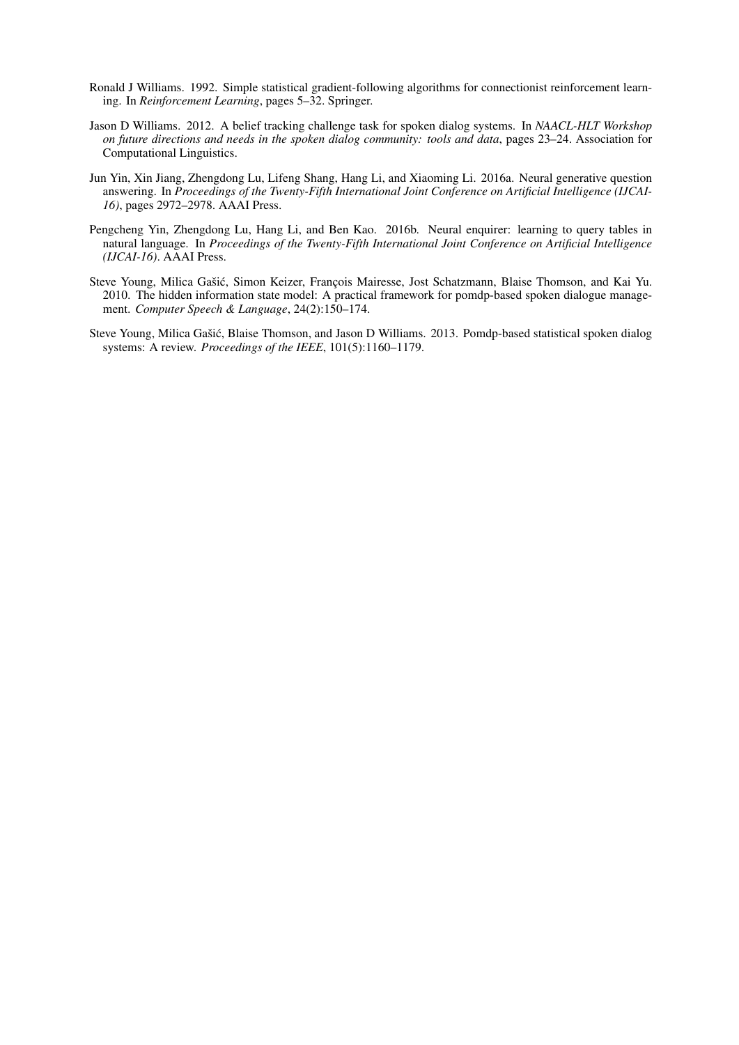Ronald J Williams. 1992. Simple statistical gradient-following algorithms for connectionist reinforcement learning. In *Reinforcement Learning*, pages 5–32. Springer.

Jason D Williams. 2012. A belief tracking challenge task for spoken dialog systems. In *NAACL-HLT Workshop on future directions and needs in the spoken dialog community: tools and data*, pages 23–24. Association for Computational Linguistics.

Jun Yin, Xin Jiang, Zhengdong Lu, Lifeng Shang, Hang Li, and Xiaoming Li. 2016a. Neural generative question answering. In *Proceedings of the Twenty-Fifth International Joint Conference on Artificial Intelligence (IJCAI-16)*, pages 2972–2978. AAAI Press.

Pengcheng Yin, Zhengdong Lu, Hang Li, and Ben Kao. 2016b. Neural enquirer: learning to query tables in natural language. In *Proceedings of the Twenty-Fifth International Joint Conference on Artificial Intelligence (IJCAI-16)*. AAAI Press.

Steve Young, Milica Gašić, Simon Keizer, François Mairesse, Jost Schatzmann, Blaise Thomson, and Kai Yu. 2010. The hidden information state model: A practical framework for pomdp-based spoken dialogue management. *Computer Speech & Language*, 24(2):150–174.

Steve Young, Milica Gašić, Blaise Thomson, and Jason D Williams. 2013. Pomdp-based statistical spoken dialog systems: A review. *Proceedings of the IEEE*, 101(5):1160–1179.